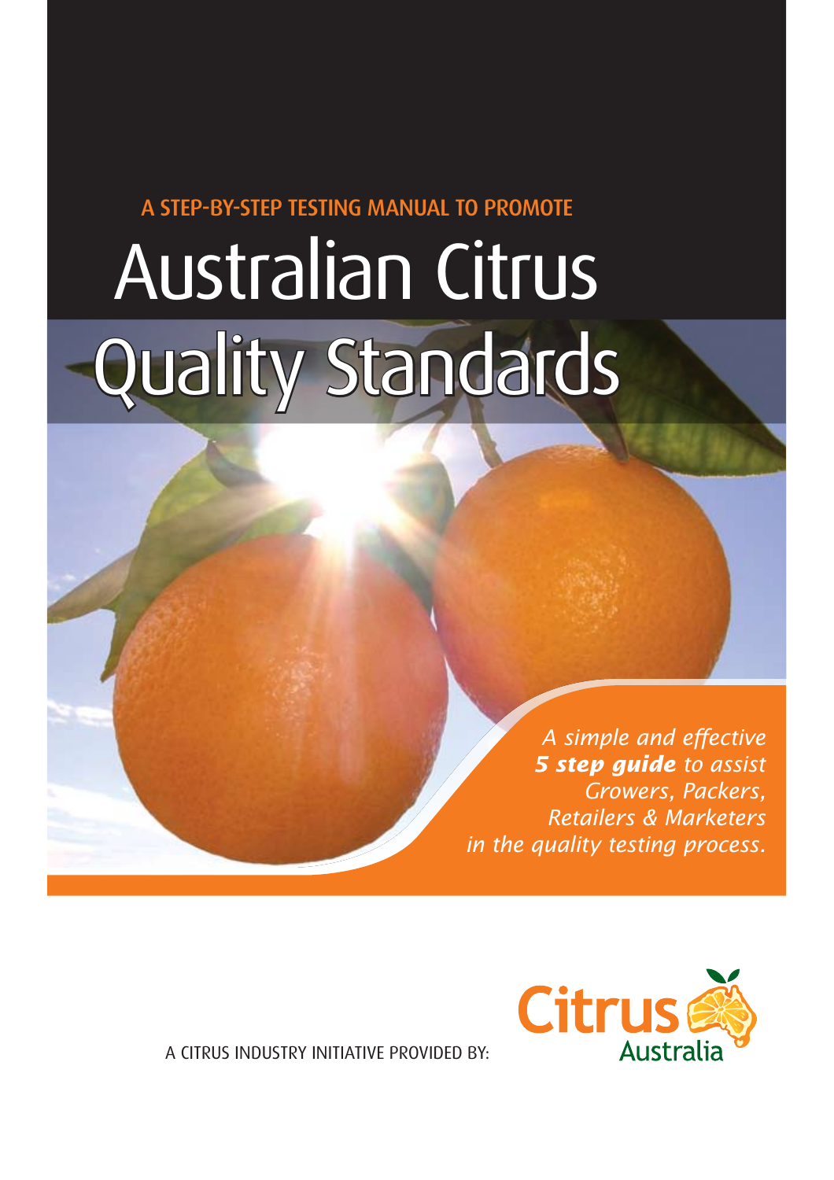A STEP-BY-STEP TESTING MANUAL TO PROMOTE

# Australian Citrus Quality Standards

*A simple and effective **5 step guide** to assist Growers, Packers, Retailers & Marketers in the quality testing process.*

A CITRUS INDUSTRY INITIATIVE PROVIDED BY:

Citrus Australia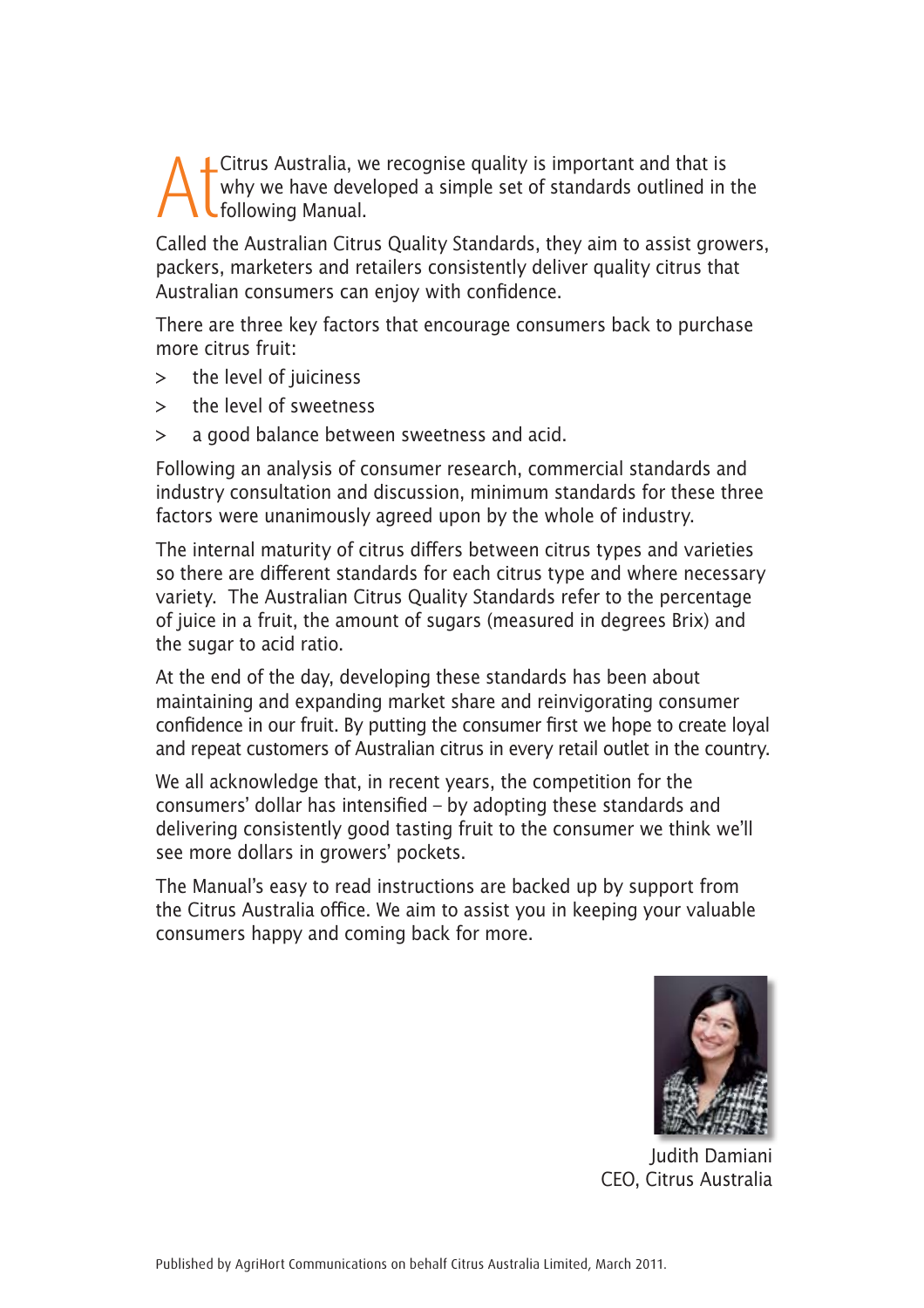At Citrus Australia, we recognise quality is important and that is why we have developed a simple set of standards outlined in the following Manual.

Called the Australian Citrus Quality Standards, they aim to assist growers, packers, marketers and retailers consistently deliver quality citrus that Australian consumers can enjoy with confidence.

There are three key factors that encourage consumers back to purchase more citrus fruit:

- the level of juiciness
- the level of sweetness
- a good balance between sweetness and acid.

Following an analysis of consumer research, commercial standards and industry consultation and discussion, minimum standards for these three factors were unanimously agreed upon by the whole of industry.

The internal maturity of citrus differs between citrus types and varieties so there are different standards for each citrus type and where necessary variety. The Australian Citrus Quality Standards refer to the percentage of juice in a fruit, the amount of sugars (measured in degrees Brix) and the sugar to acid ratio.

At the end of the day, developing these standards has been about maintaining and expanding market share and reinvigorating consumer confidence in our fruit. By putting the consumer first we hope to create loyal and repeat customers of Australian citrus in every retail outlet in the country.

We all acknowledge that, in recent years, the competition for the consumers' dollar has intensified – by adopting these standards and delivering consistently good tasting fruit to the consumer we think we'll see more dollars in growers' pockets.

The Manual's easy to read instructions are backed up by support from the Citrus Australia office. We aim to assist you in keeping your valuable consumers happy and coming back for more.

Judith Damiani
CEO, Citrus Australia

Published by AgriHort Communications on behalf Citrus Australia Limited, March 2011.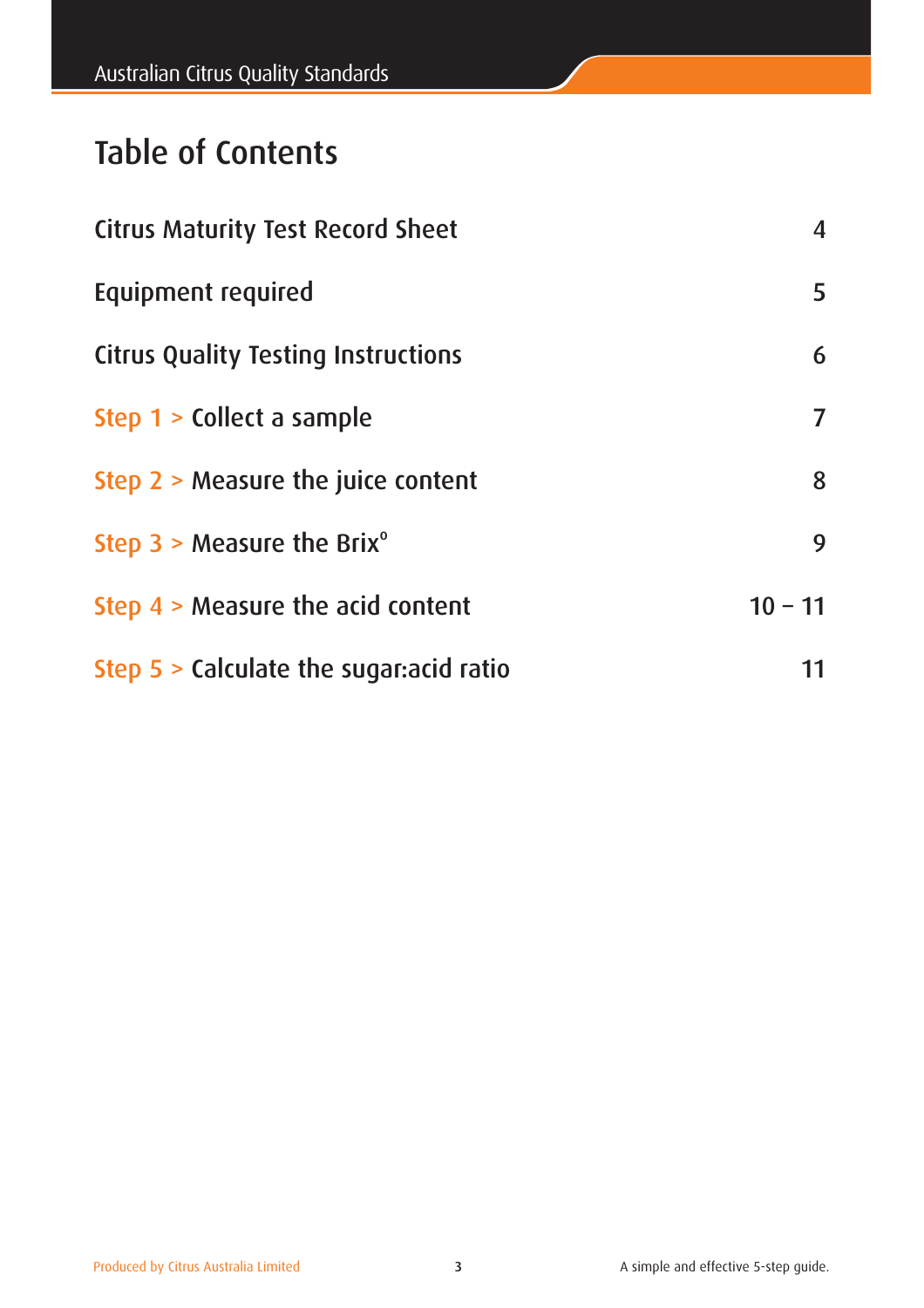# Table of Contents

| | |
|---|---|
| Citrus Maturity Test Record Sheet | 4 |
| Equipment required | 5 |
| Citrus Quality Testing Instructions | 6 |
| Step 1 > Collect a sample | 7 |
| Step 2 > Measure the juice content | 8 |
| Step 3 > Measure the Brix° | 9 |
| Step 4 > Measure the acid content | 10 – 11 |
| Step 5 > Calculate the sugar:acid ratio | 11 |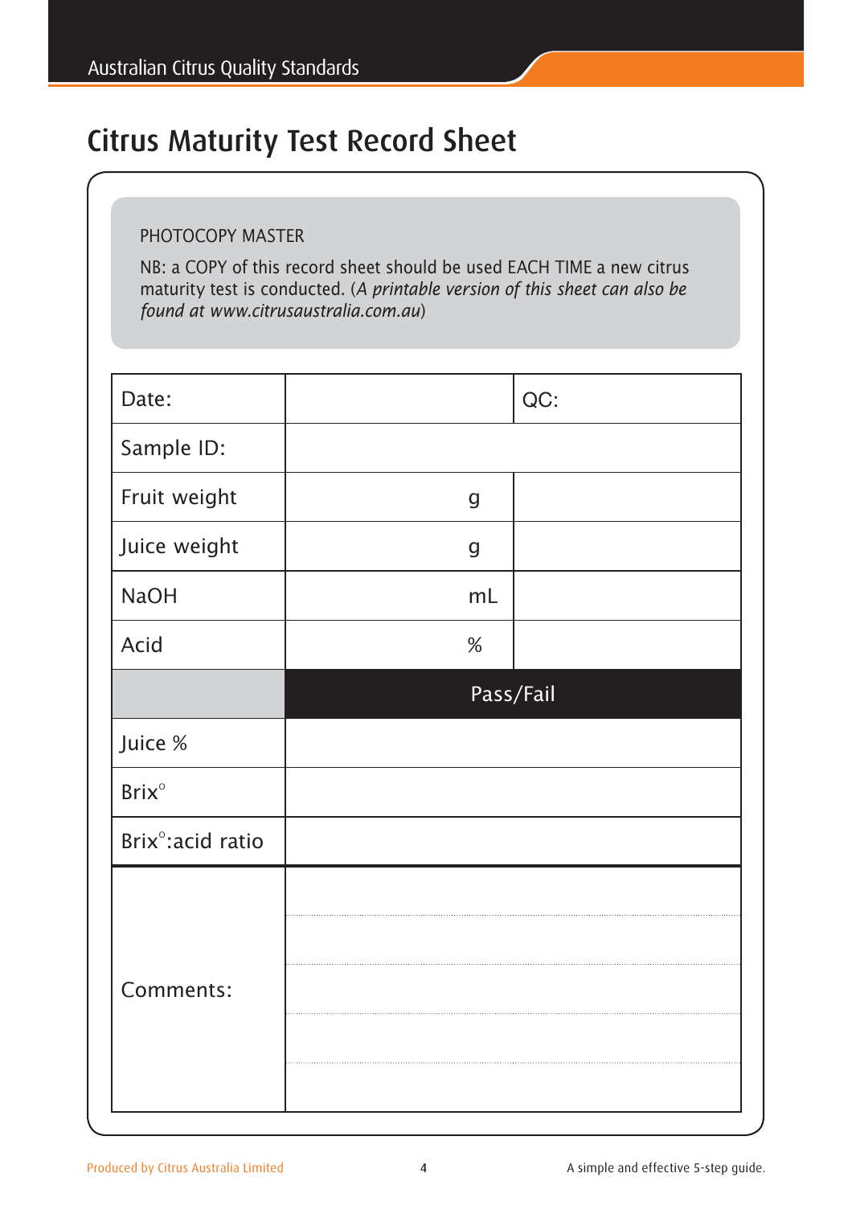# Citrus Maturity Test Record Sheet

PHOTOCOPY MASTER

NB: a COPY of this record sheet should be used EACH TIME a new citrus maturity test is conducted. (*A printable version of this sheet can also be found at www.citrusaustralia.com.au*)

| Date: | | QC: |
|---|---|---|
| Sample ID: | | |
| Fruit weight | g | |
| Juice weight | g | |
| NaOH | mL | |
| Acid | % | |
| | Pass/Fail | |
| Juice % | | |
| Brix° | | |
| Brix°:acid ratio | | |
| Comments: | | |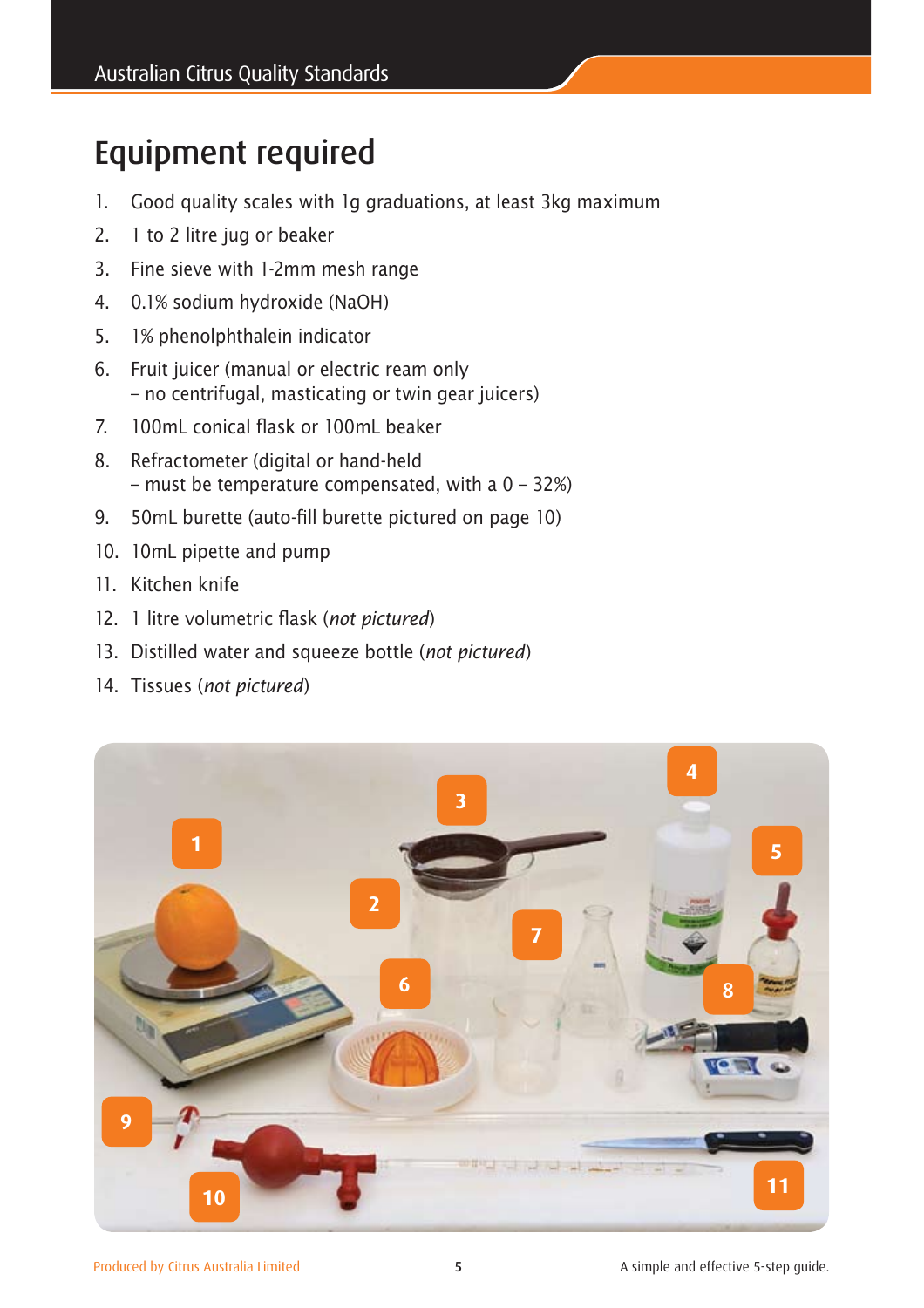# Equipment required

1. Good quality scales with 1g graduations, at least 3kg maximum
2. 1 to 2 litre jug or beaker
3. Fine sieve with 1-2mm mesh range
4. 0.1% sodium hydroxide (NaOH)
5. 1% phenolphthalein indicator
6. Fruit juicer (manual or electric ream only
   – no centrifugal, masticating or twin gear juicers)
7. 100mL conical flask or 100mL beaker
8. Refractometer (digital or hand-held
   – must be temperature compensated, with a 0 – 32%)
9. 50mL burette (auto-fill burette pictured on page 10)
10. 10mL pipette and pump
11. Kitchen knife
12. 1 litre volumetric flask (*not pictured*)
13. Distilled water and squeeze bottle (*not pictured*)
14. Tissues (*not pictured*)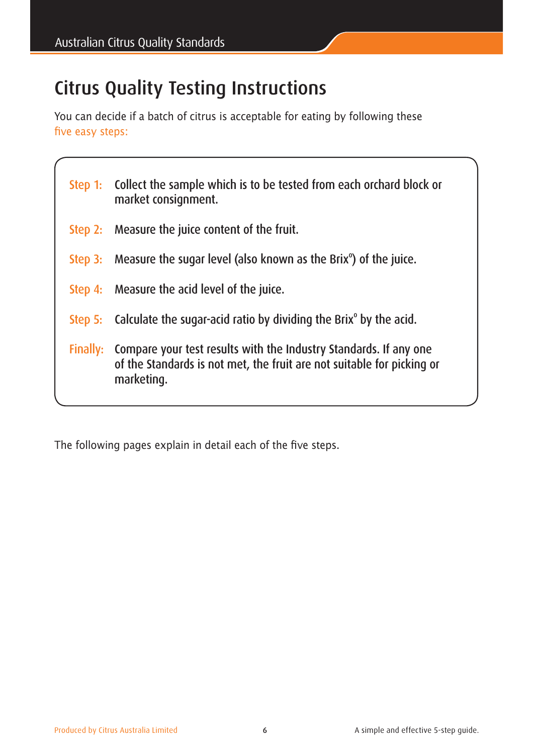# Citrus Quality Testing Instructions

You can decide if a batch of citrus is acceptable for eating by following these five easy steps:

**Step 1:** Collect the sample which is to be tested from each orchard block or market consignment.

**Step 2:** Measure the juice content of the fruit.

**Step 3:** Measure the sugar level (also known as the Brix°) of the juice.

**Step 4:** Measure the acid level of the juice.

**Step 5:** Calculate the sugar-acid ratio by dividing the Brix° by the acid.

**Finally:** Compare your test results with the Industry Standards. If any one of the Standards is not met, the fruit are not suitable for picking or marketing.

The following pages explain in detail each of the five steps.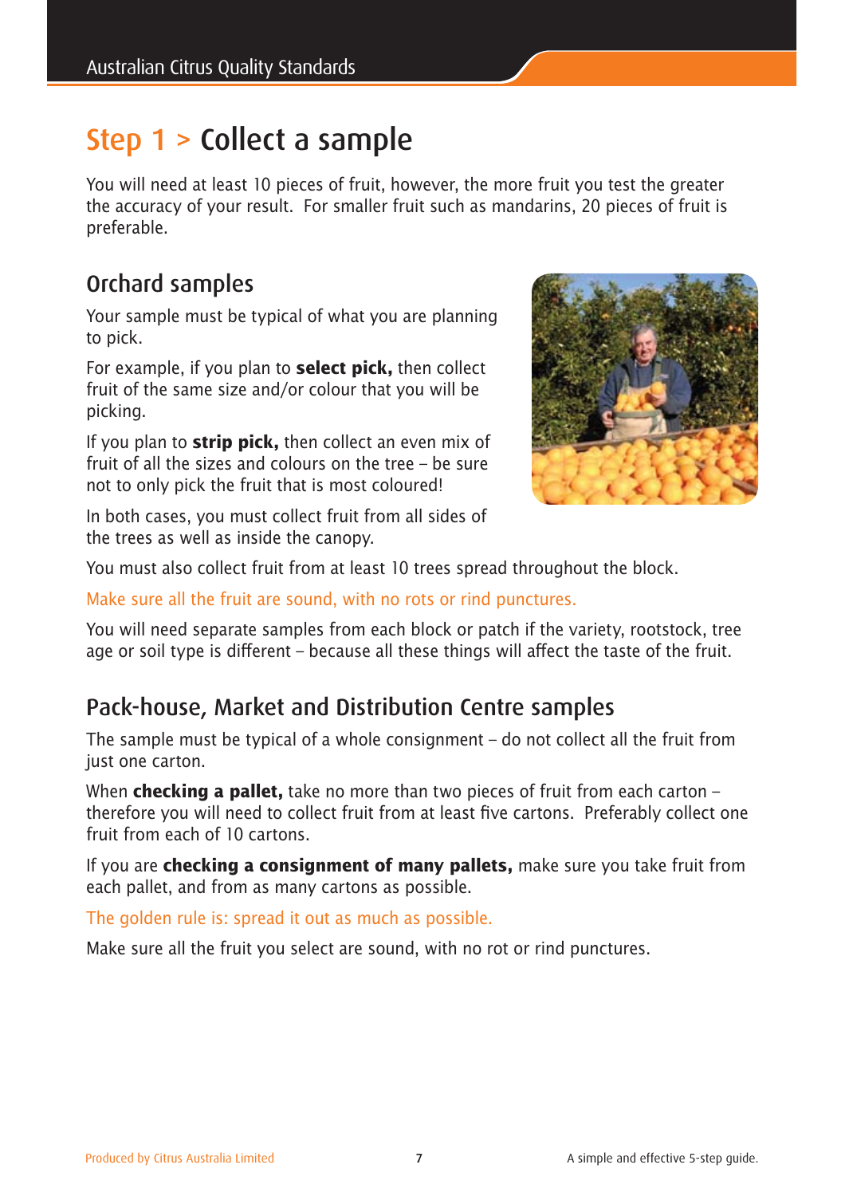# Step 1 > Collect a sample

You will need at least 10 pieces of fruit, however, the more fruit you test the greater the accuracy of your result. For smaller fruit such as mandarins, 20 pieces of fruit is preferable.

## Orchard samples

Your sample must be typical of what you are planning to pick.

For example, if you plan to **select pick,** then collect fruit of the same size and/or colour that you will be picking.

If you plan to **strip pick,** then collect an even mix of fruit of all the sizes and colours on the tree – be sure not to only pick the fruit that is most coloured!

In both cases, you must collect fruit from all sides of the trees as well as inside the canopy.

You must also collect fruit from at least 10 trees spread throughout the block.

Make sure all the fruit are sound, with no rots or rind punctures.

You will need separate samples from each block or patch if the variety, rootstock, tree age or soil type is different – because all these things will affect the taste of the fruit.

## Pack-house, Market and Distribution Centre samples

The sample must be typical of a whole consignment – do not collect all the fruit from just one carton.

When **checking a pallet,** take no more than two pieces of fruit from each carton – therefore you will need to collect fruit from at least five cartons. Preferably collect one fruit from each of 10 cartons.

If you are **checking a consignment of many pallets,** make sure you take fruit from each pallet, and from as many cartons as possible.

The golden rule is: spread it out as much as possible.

Make sure all the fruit you select are sound, with no rot or rind punctures.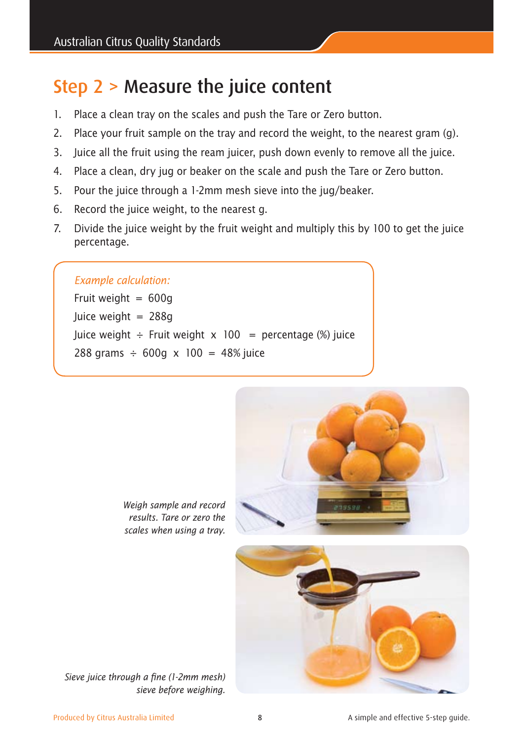## Step 2 > Measure the juice content

1. Place a clean tray on the scales and push the Tare or Zero button.
2. Place your fruit sample on the tray and record the weight, to the nearest gram (g).
3. Juice all the fruit using the ream juicer, push down evenly to remove all the juice.
4. Place a clean, dry jug or beaker on the scale and push the Tare or Zero button.
5. Pour the juice through a 1-2mm mesh sieve into the jug/beaker.
6. Record the juice weight, to the nearest g.
7. Divide the juice weight by the fruit weight and multiply this by 100 to get the juice percentage.

*Example calculation:*

Fruit weight = 600g

Juice weight = 288g

Juice weight ÷ Fruit weight x 100 = percentage (%) juice

288 grams ÷ 600g x 100 = 48% juice

*Weigh sample and record results. Tare or zero the scales when using a tray.*

*Sieve juice through a fine (1-2mm mesh) sieve before weighing.*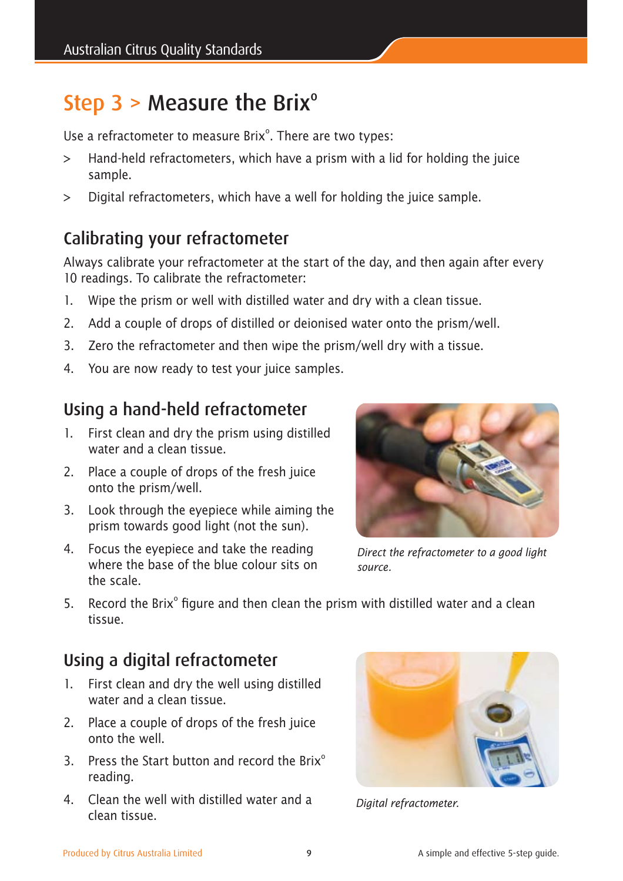# Step 3 > Measure the Brix°

Use a refractometer to measure Brix°. There are two types:

> Hand-held refractometers, which have a prism with a lid for holding the juice sample.

> Digital refractometers, which have a well for holding the juice sample.

## Calibrating your refractometer

Always calibrate your refractometer at the start of the day, and then again after every 10 readings. To calibrate the refractometer:

1. Wipe the prism or well with distilled water and dry with a clean tissue.
2. Add a couple of drops of distilled or deionised water onto the prism/well.
3. Zero the refractometer and then wipe the prism/well dry with a tissue.
4. You are now ready to test your juice samples.

## Using a hand-held refractometer

1. First clean and dry the prism using distilled water and a clean tissue.
2. Place a couple of drops of the fresh juice onto the prism/well.
3. Look through the eyepiece while aiming the prism towards good light (not the sun).
4. Focus the eyepiece and take the reading where the base of the blue colour sits on the scale.
5. Record the Brix° figure and then clean the prism with distilled water and a clean tissue.

*Direct the refractometer to a good light source.*

## Using a digital refractometer

1. First clean and dry the well using distilled water and a clean tissue.
2. Place a couple of drops of the fresh juice onto the well.
3. Press the Start button and record the Brix° reading.
4. Clean the well with distilled water and a clean tissue.

*Digital refractometer.*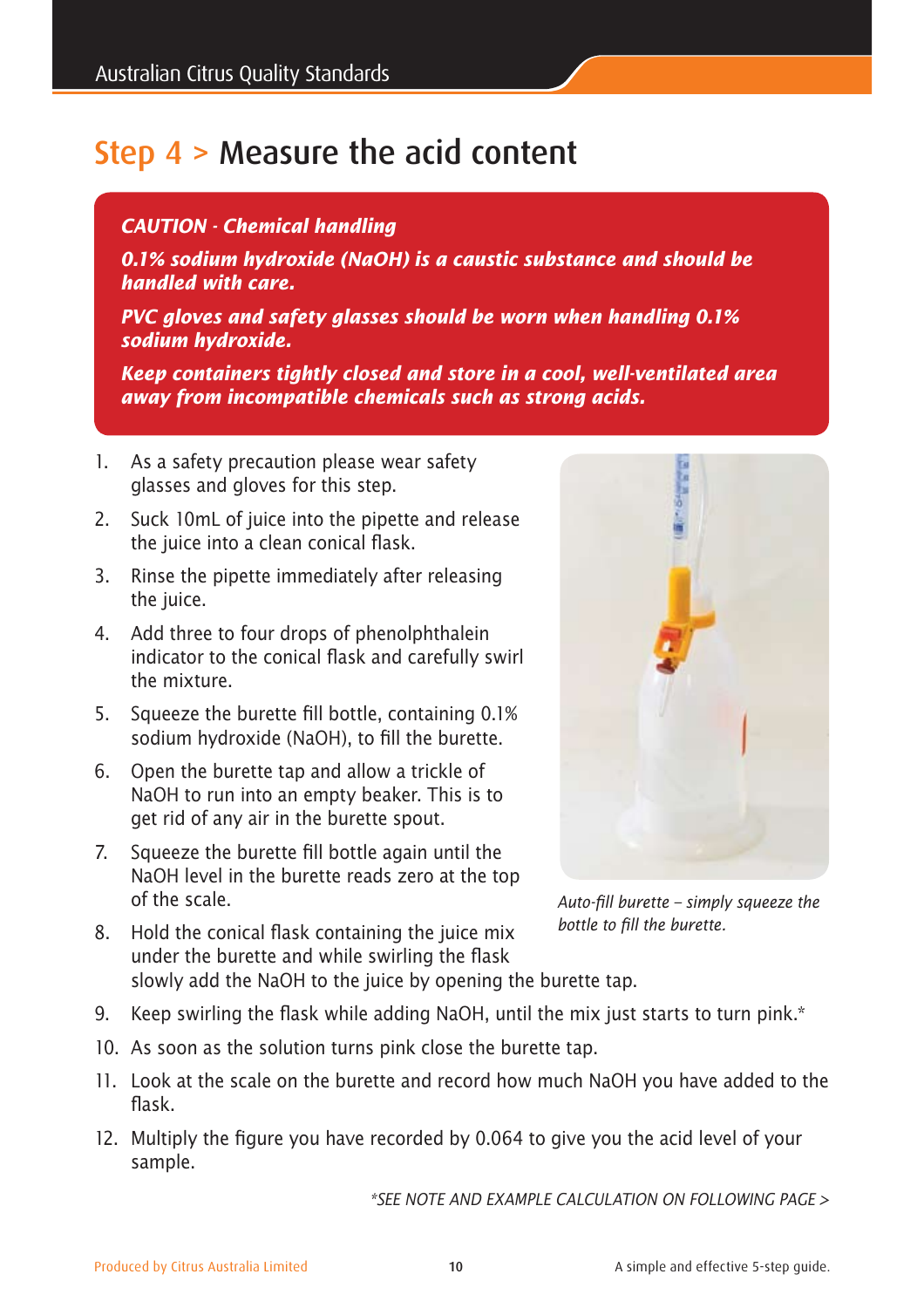# Step 4 > Measure the acid content

***CAUTION - Chemical handling***

***0.1% sodium hydroxide (NaOH) is a caustic substance and should be handled with care.***

***PVC gloves and safety glasses should be worn when handling 0.1% sodium hydroxide.***

***Keep containers tightly closed and store in a cool, well-ventilated area away from incompatible chemicals such as strong acids.***

1. As a safety precaution please wear safety glasses and gloves for this step.
2. Suck 10mL of juice into the pipette and release the juice into a clean conical flask.
3. Rinse the pipette immediately after releasing the juice.
4. Add three to four drops of phenolphthalein indicator to the conical flask and carefully swirl the mixture.
5. Squeeze the burette fill bottle, containing 0.1% sodium hydroxide (NaOH), to fill the burette.
6. Open the burette tap and allow a trickle of NaOH to run into an empty beaker. This is to get rid of any air in the burette spout.
7. Squeeze the burette fill bottle again until the NaOH level in the burette reads zero at the top of the scale.
8. Hold the conical flask containing the juice mix under the burette and while swirling the flask slowly add the NaOH to the juice by opening the burette tap.
9. Keep swirling the flask while adding NaOH, until the mix just starts to turn pink.*
10. As soon as the solution turns pink close the burette tap.
11. Look at the scale on the burette and record how much NaOH you have added to the flask.
12. Multiply the figure you have recorded by 0.064 to give you the acid level of your sample.

*Auto-fill burette – simply squeeze the bottle to fill the burette.*

*\*SEE NOTE AND EXAMPLE CALCULATION ON FOLLOWING PAGE >*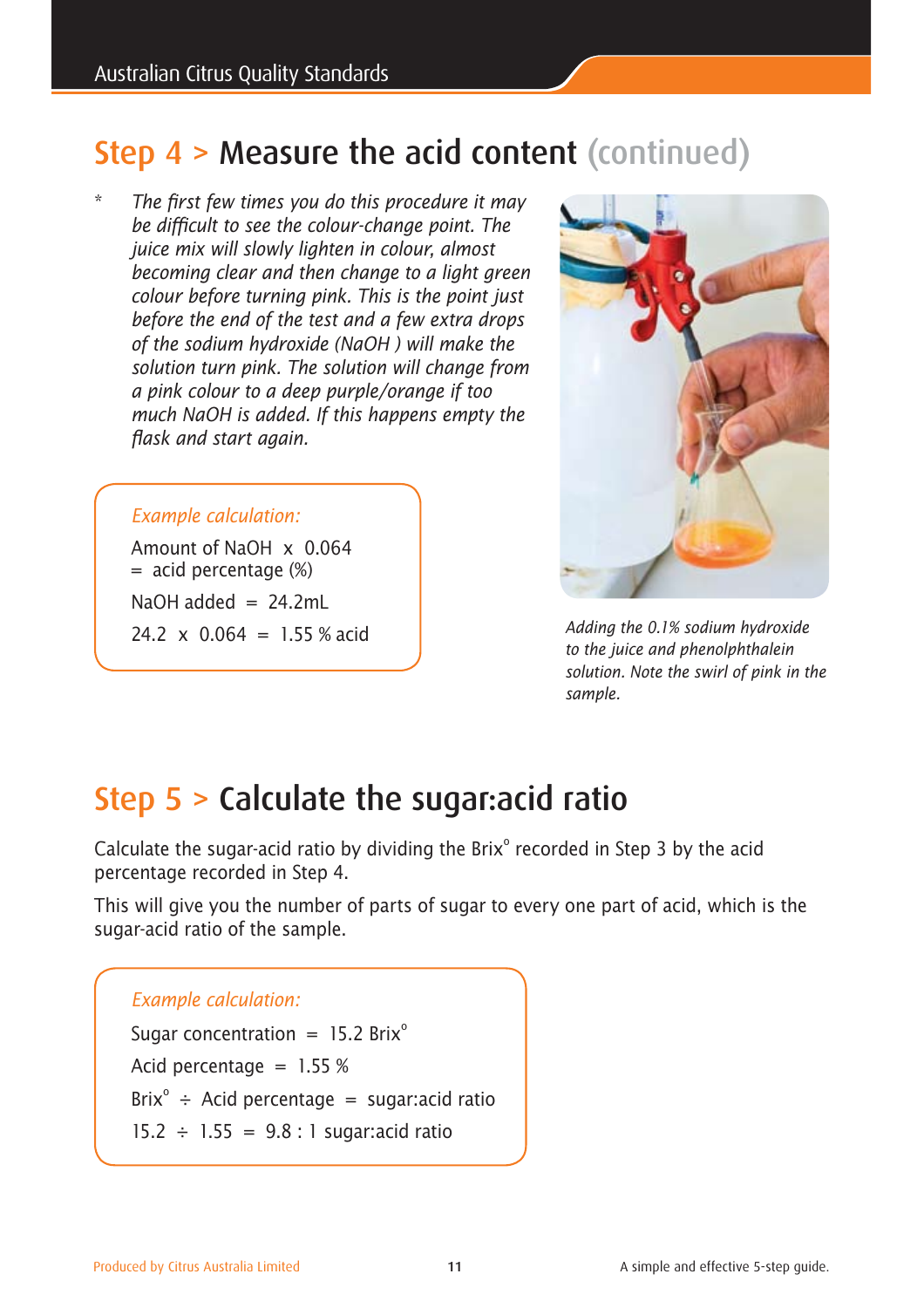## Step 4 > Measure the acid content (continued)

\* *The first few times you do this procedure it may be difficult to see the colour-change point. The juice mix will slowly lighten in colour, almost becoming clear and then change to a light green colour before turning pink. This is the point just before the end of the test and a few extra drops of the sodium hydroxide (NaOH ) will make the solution turn pink. The solution will change from a pink colour to a deep purple/orange if too much NaOH is added. If this happens empty the flask and start again.*

*Example calculation:*

Amount of NaOH x 0.064
= acid percentage (%)

NaOH added = 24.2mL

24.2 x 0.064 = 1.55 % acid

*Adding the 0.1% sodium hydroxide to the juice and phenolphthalein solution. Note the swirl of pink in the sample.*

## Step 5 > Calculate the sugar:acid ratio

Calculate the sugar-acid ratio by dividing the Brix° recorded in Step 3 by the acid percentage recorded in Step 4.

This will give you the number of parts of sugar to every one part of acid, which is the sugar-acid ratio of the sample.

*Example calculation:*

Sugar concentration = 15.2 Brix°

Acid percentage = 1.55 %

Brix° ÷ Acid percentage = sugar:acid ratio

15.2 ÷ 1.55 = 9.8 : 1 sugar:acid ratio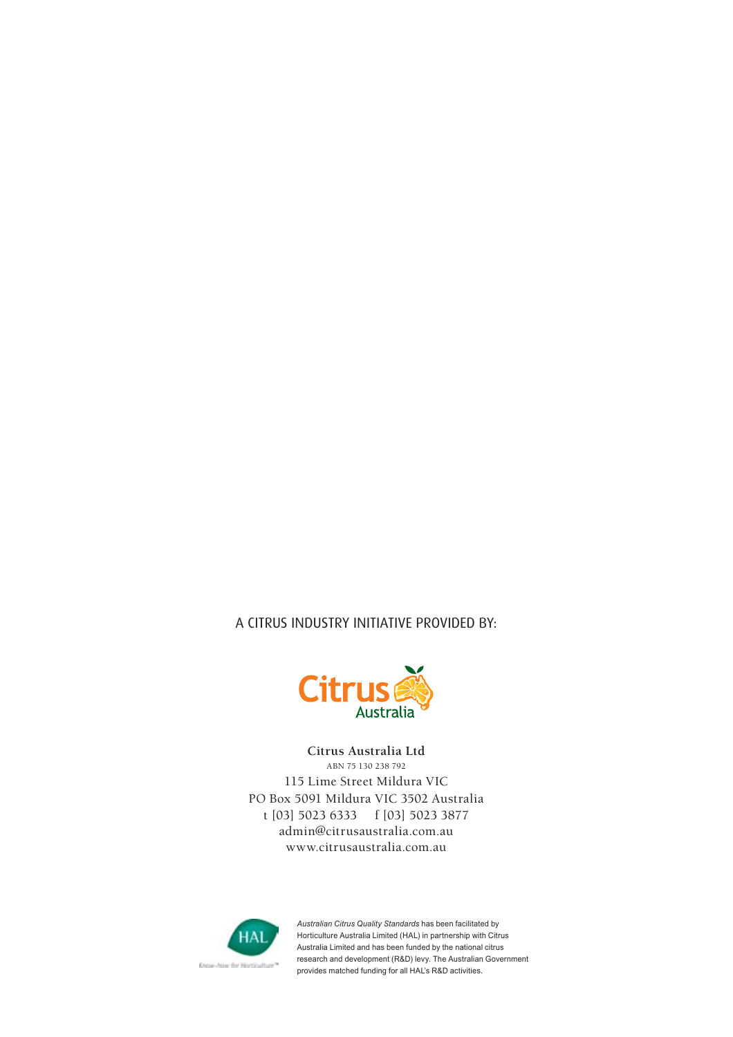A CITRUS INDUSTRY INITIATIVE PROVIDED BY:

Citrus Australia

**Citrus Australia Ltd**

ABN 75 130 238 792

115 Lime Street Mildura VIC

PO Box 5091 Mildura VIC 3502 Australia

t [03] 5023 6333 f [03] 5023 3877

admin@citrusaustralia.com.au

www.citrusaustralia.com.au

HAL

Know-how for Horticulture™

*Australian Citrus Quality Standards* has been facilitated by Horticulture Australia Limited (HAL) in partnership with Citrus Australia Limited and has been funded by the national citrus research and development (R&D) levy. The Australian Government provides matched funding for all HAL's R&D activities.